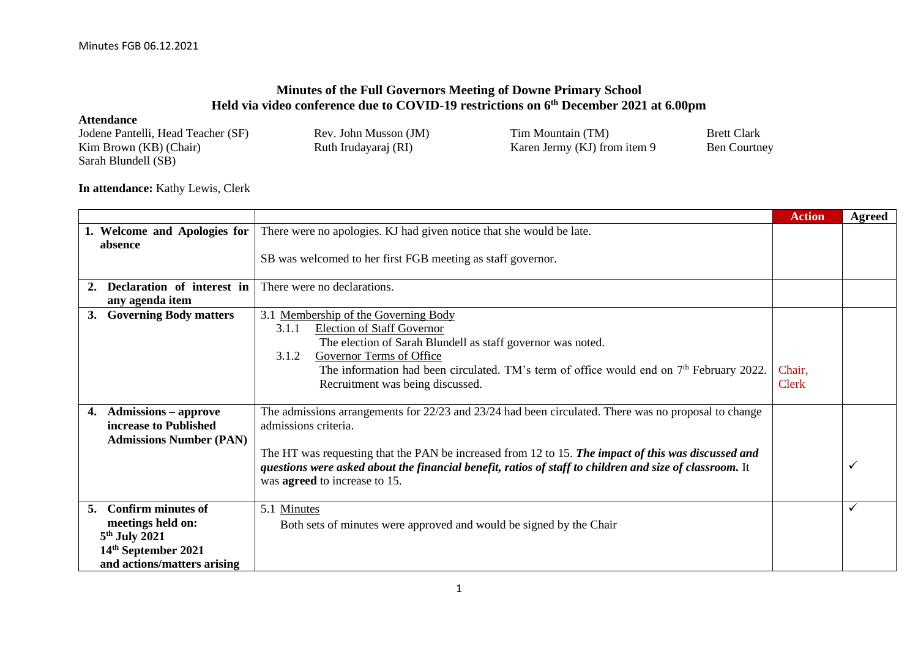# Minutes of the Full Governors Meeting of Downe Primary School
## Held via video conference due to COVID-19 restrictions on 6th December 2021 at 6.00pm

**Attendance**

Jodene Pantelli, Head Teacher (SF)
Kim Brown (KB) (Chair)
Sarah Blundell (SB)
Rev. John Musson (JM)
Ruth Irudayaraj (RI)
Tim Mountain (TM)
Karen Jermy (KJ) from item 9
Brett Clark
Ben Courtney

**In attendance:** Kathy Lewis, Clerk

| | | Action | Agreed |
|---|---|---|---|
| **1. Welcome and Apologies for absence** | There were no apologies. KJ had given notice that she would be late.<br><br>SB was welcomed to her first FGB meeting as staff governor. | | |
| **2. Declaration of interest in any agenda item** | There were no declarations. | | |
| **3. Governing Body matters** | 3.1 Membership of the Governing Body<br>3.1.1 Election of Staff Governor<br>The election of Sarah Blundell as staff governor was noted.<br>3.1.2 Governor Terms of Office<br>The information had been circulated. TM's term of office would end on 7th February 2022. Recruitment was being discussed. | Chair, Clerk | |
| **4. Admissions – approve increase to Published Admissions Number (PAN)** | The admissions arrangements for 22/23 and 23/24 had been circulated. There was no proposal to change admissions criteria.<br><br>The HT was requesting that the PAN be increased from 12 to 15. ***The impact of this was discussed and questions were asked about the financial benefit, ratios of staff to children and size of classroom.*** It was **agreed** to increase to 15. | | ✓ |
| **5. Confirm minutes of meetings held on: 5th July 2021 14th September 2021 and actions/matters arising** | 5.1 Minutes<br>Both sets of minutes were approved and would be signed by the Chair | | ✓ |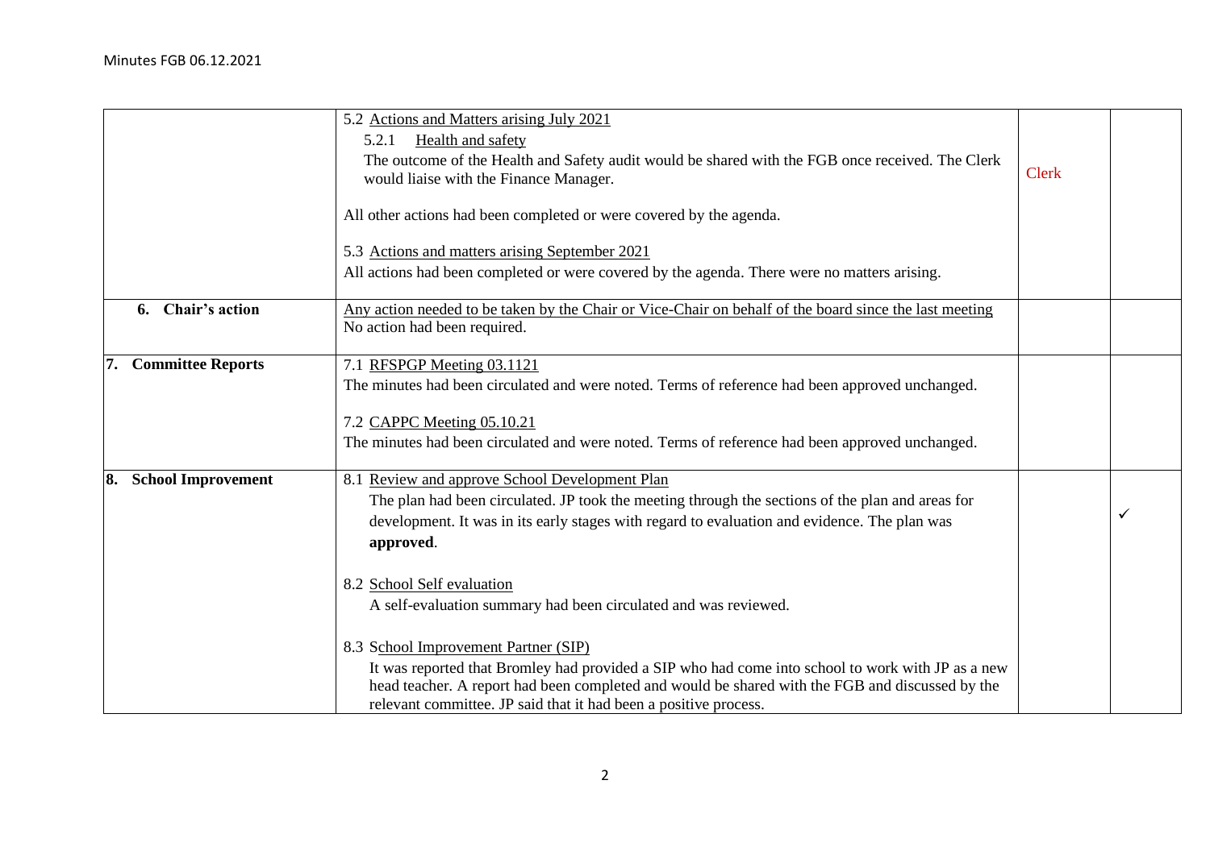| | | | |
|---|---|---|---|
| | 5.2 Actions and Matters arising July 2021<br>5.2.1 Health and safety<br>The outcome of the Health and Safety audit would be shared with the FGB once received. The Clerk would liaise with the Finance Manager.<br><br>All other actions had been completed or were covered by the agenda.<br><br>5.3 Actions and matters arising September 2021<br>All actions had been completed or were covered by the agenda. There were no matters arising. | Clerk | |
| **6. Chair's action** | Any action needed to be taken by the Chair or Vice-Chair on behalf of the board since the last meeting<br>No action had been required. | | |
| **7. Committee Reports** | 7.1 RFSPGP Meeting 03.1121<br>The minutes had been circulated and were noted. Terms of reference had been approved unchanged.<br><br>7.2 CAPPC Meeting 05.10.21<br>The minutes had been circulated and were noted. Terms of reference had been approved unchanged. | | |
| **8. School Improvement** | 8.1 Review and approve School Development Plan<br>The plan had been circulated. JP took the meeting through the sections of the plan and areas for development. It was in its early stages with regard to evaluation and evidence. The plan was **approved**.<br><br>8.2 School Self evaluation<br>A self-evaluation summary had been circulated and was reviewed.<br><br>8.3 School Improvement Partner (SIP)<br>It was reported that Bromley had provided a SIP who had come into school to work with JP as a new head teacher. A report had been completed and would be shared with the FGB and discussed by the relevant committee. JP said that it had been a positive process. | | ✓ |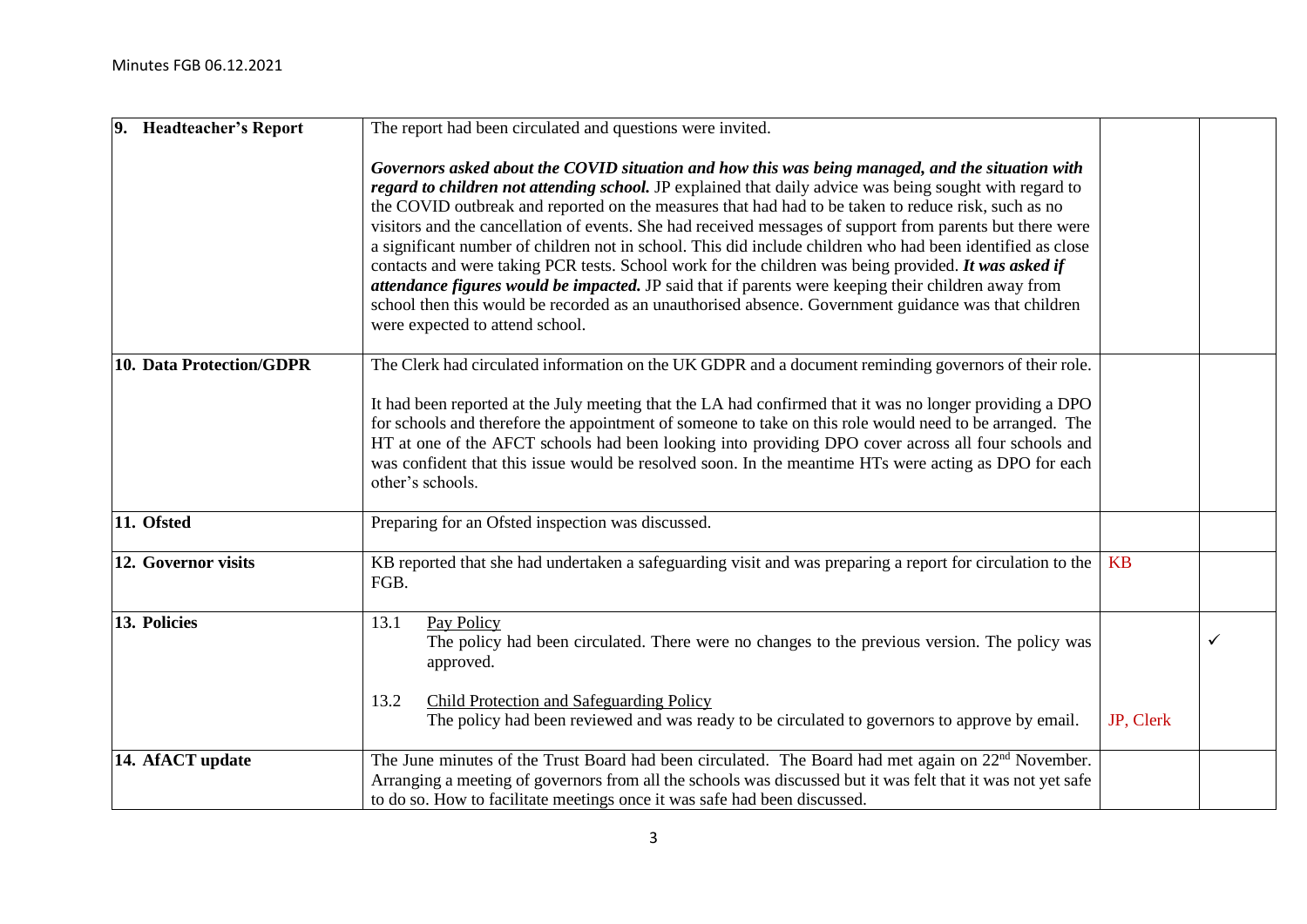| | | | |
|---|---|---|---|
| **9. Headteacher's Report** | The report had been circulated and questions were invited.<br><br>***Governors asked about the COVID situation and how this was being managed, and the situation with regard to children not attending school.*** JP explained that daily advice was being sought with regard to the COVID outbreak and reported on the measures that had had to be taken to reduce risk, such as no visitors and the cancellation of events. She had received messages of support from parents but there were a significant number of children not in school. This did include children who had been identified as close contacts and were taking PCR tests. School work for the children was being provided. ***It was asked if attendance figures would be impacted.*** JP said that if parents were keeping their children away from school then this would be recorded as an unauthorised absence. Government guidance was that children were expected to attend school. | | |
| **10. Data Protection/GDPR** | The Clerk had circulated information on the UK GDPR and a document reminding governors of their role.<br><br>It had been reported at the July meeting that the LA had confirmed that it was no longer providing a DPO for schools and therefore the appointment of someone to take on this role would need to be arranged. The HT at one of the AFCT schools had been looking into providing DPO cover across all four schools and was confident that this issue would be resolved soon. In the meantime HTs were acting as DPO for each other's schools. | | |
| **11. Ofsted** | Preparing for an Ofsted inspection was discussed. | | |
| **12. Governor visits** | KB reported that she had undertaken a safeguarding visit and was preparing a report for circulation to the FGB. | KB | |
| **13. Policies** | 13.1 Pay Policy<br>The policy had been circulated. There were no changes to the previous version. The policy was approved.<br><br>13.2 Child Protection and Safeguarding Policy<br>The policy had been reviewed and was ready to be circulated to governors to approve by email. | JP, Clerk | ✓ |
| **14. AfACT update** | The June minutes of the Trust Board had been circulated. The Board had met again on 22nd November. Arranging a meeting of governors from all the schools was discussed but it was felt that it was not yet safe to do so. How to facilitate meetings once it was safe had been discussed. | | |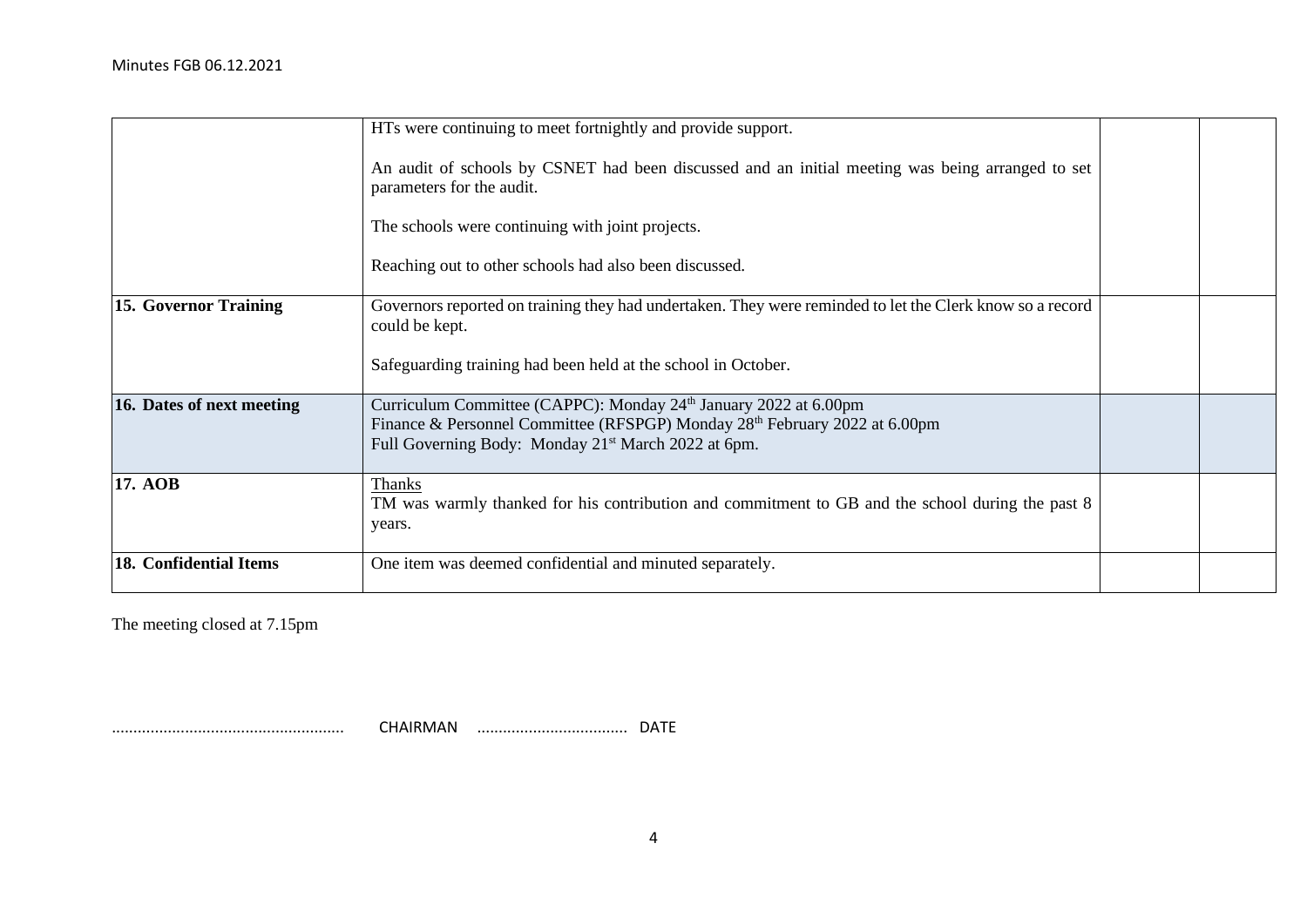| | | | |
|---|---|---|---|
| | HTs were continuing to meet fortnightly and provide support.<br><br>An audit of schools by CSNET had been discussed and an initial meeting was being arranged to set parameters for the audit.<br><br>The schools were continuing with joint projects.<br><br>Reaching out to other schools had also been discussed. | | |
| **15. Governor Training** | Governors reported on training they had undertaken. They were reminded to let the Clerk know so a record could be kept.<br><br>Safeguarding training had been held at the school in October. | | |
| **16. Dates of next meeting** | Curriculum Committee (CAPPC): Monday 24th January 2022 at 6.00pm<br>Finance & Personnel Committee (RFSPGP) Monday 28th February 2022 at 6.00pm<br>Full Governing Body: Monday 21st March 2022 at 6pm. | | |
| **17. AOB** | Thanks<br>TM was warmly thanked for his contribution and commitment to GB and the school during the past 8 years. | | |
| **18. Confidential Items** | One item was deemed confidential and minuted separately. | | |

The meeting closed at 7.15pm

...................................................... CHAIRMAN ................................... DATE